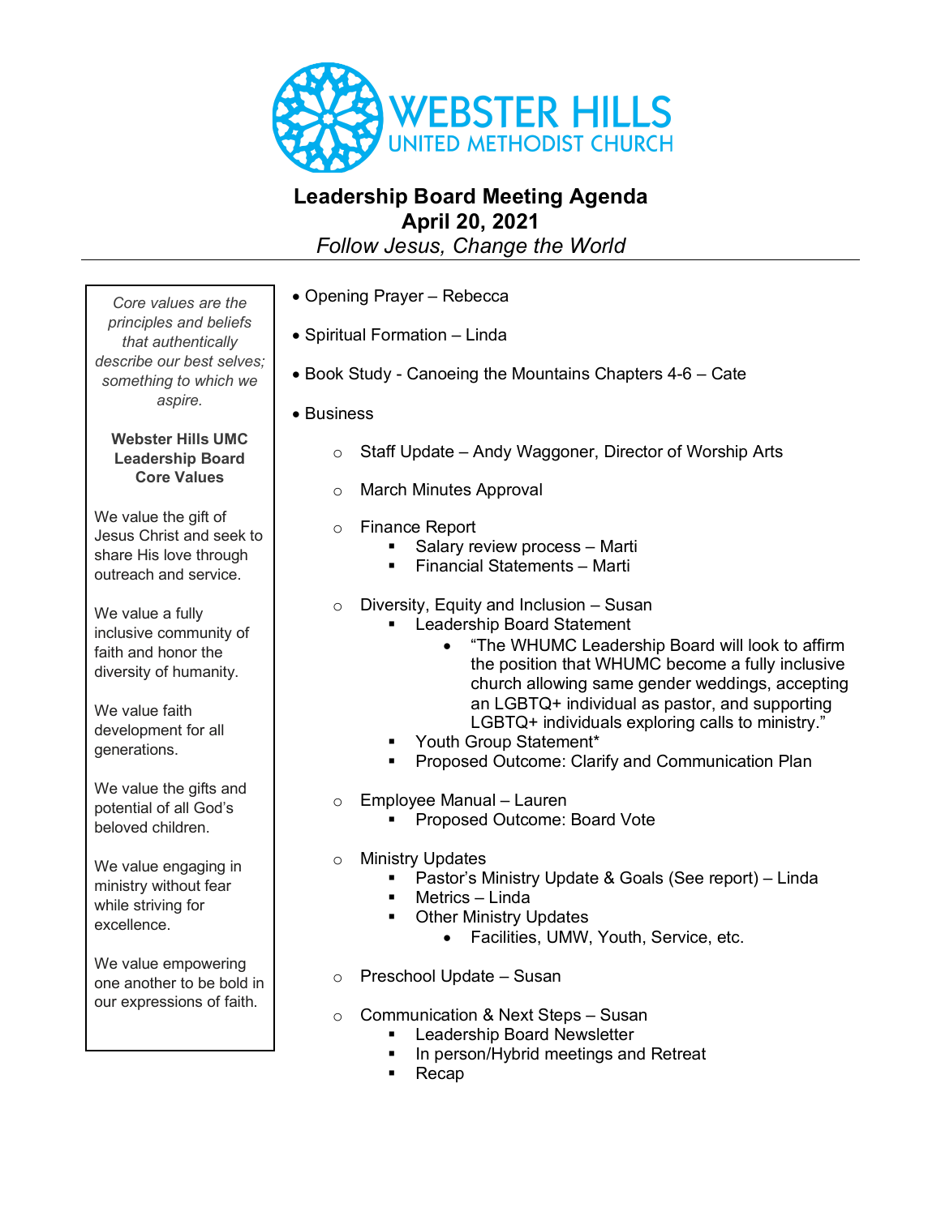WEBSTER HILLS
UNITED METHODIST CHURCH

# Leadership Board Meeting Agenda
## April 20, 2021
*Follow Jesus, Change the World*

---

*Core values are the principles and beliefs that authentically describe our best selves; something to which we aspire.*

**Webster Hills UMC Leadership Board Core Values**

We value the gift of Jesus Christ and seek to share His love through outreach and service.

We value a fully inclusive community of faith and honor the diversity of humanity.

We value faith development for all generations.

We value the gifts and potential of all God's beloved children.

We value engaging in ministry without fear while striving for excellence.

We value empowering one another to be bold in our expressions of faith.

---

- Opening Prayer – Rebecca
- Spiritual Formation – Linda
- Book Study - Canoeing the Mountains Chapters 4-6 – Cate
- Business
  - Staff Update – Andy Waggoner, Director of Worship Arts
  - March Minutes Approval
  - Finance Report
    - Salary review process – Marti
    - Financial Statements – Marti
  - Diversity, Equity and Inclusion – Susan
    - Leadership Board Statement
      - "The WHUMC Leadership Board will look to affirm the position that WHUMC become a fully inclusive church allowing same gender weddings, accepting an LGBTQ+ individual as pastor, and supporting LGBTQ+ individuals exploring calls to ministry."
    - Youth Group Statement*
    - Proposed Outcome: Clarify and Communication Plan
  - Employee Manual – Lauren
    - Proposed Outcome: Board Vote
  - Ministry Updates
    - Pastor's Ministry Update & Goals (See report) – Linda
    - Metrics – Linda
    - Other Ministry Updates
      - Facilities, UMW, Youth, Service, etc.
  - Preschool Update – Susan
  - Communication & Next Steps – Susan
    - Leadership Board Newsletter
    - In person/Hybrid meetings and Retreat
    - Recap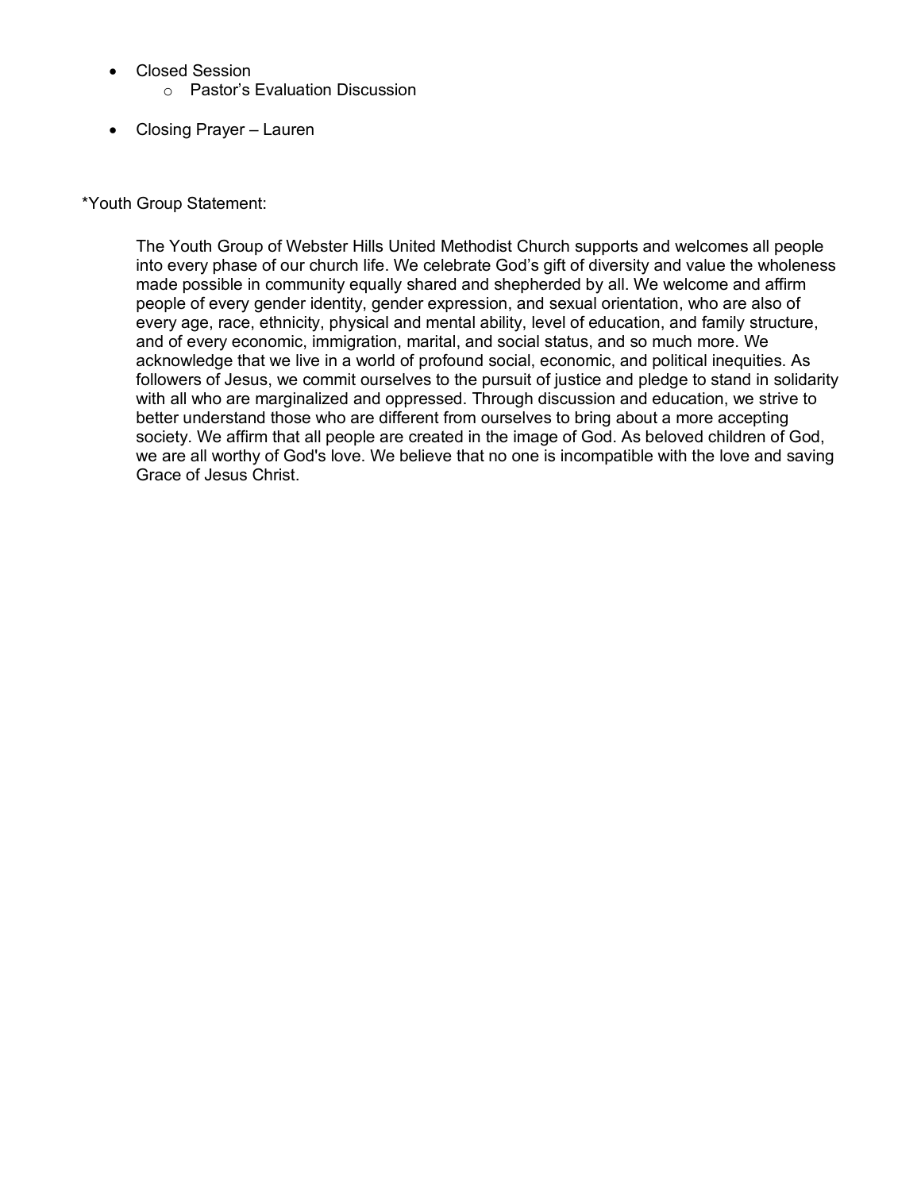- Closed Session
  - Pastor's Evaluation Discussion

- Closing Prayer – Lauren

*Youth Group Statement:

> The Youth Group of Webster Hills United Methodist Church supports and welcomes all people into every phase of our church life. We celebrate God's gift of diversity and value the wholeness made possible in community equally shared and shepherded by all. We welcome and affirm people of every gender identity, gender expression, and sexual orientation, who are also of every age, race, ethnicity, physical and mental ability, level of education, and family structure, and of every economic, immigration, marital, and social status, and so much more. We acknowledge that we live in a world of profound social, economic, and political inequities. As followers of Jesus, we commit ourselves to the pursuit of justice and pledge to stand in solidarity with all who are marginalized and oppressed. Through discussion and education, we strive to better understand those who are different from ourselves to bring about a more accepting society. We affirm that all people are created in the image of God. As beloved children of God, we are all worthy of God's love. We believe that no one is incompatible with the love and saving Grace of Jesus Christ.